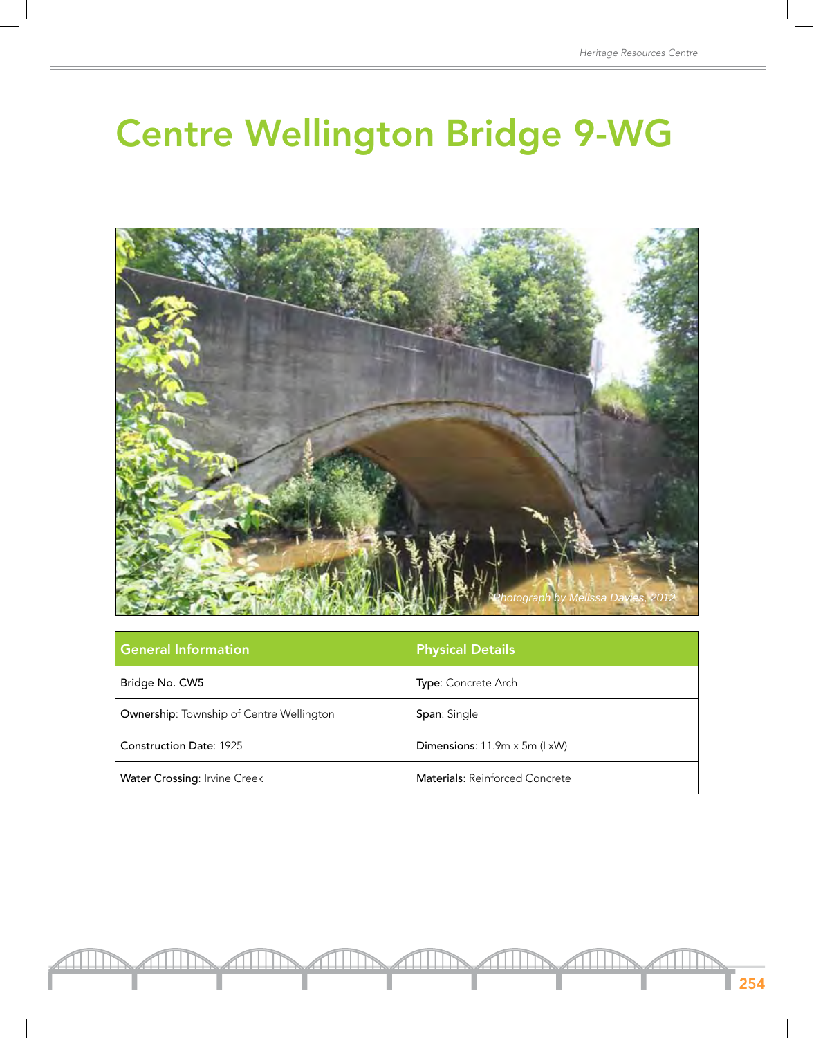# Centre Wellington Bridge 9-WG

Photograph by Melissa Davies, 2012

| General Information | Physical Details |
|---|---|
| Bridge No. CW5 | **Type**: Concrete Arch |
| **Ownership**: Township of Centre Wellington | **Span**: Single |
| **Construction Date**: 1925 | **Dimensions**: 11.9m x 5m (LxW) |
| **Water Crossing**: Irvine Creek | **Materials**: Reinforced Concrete |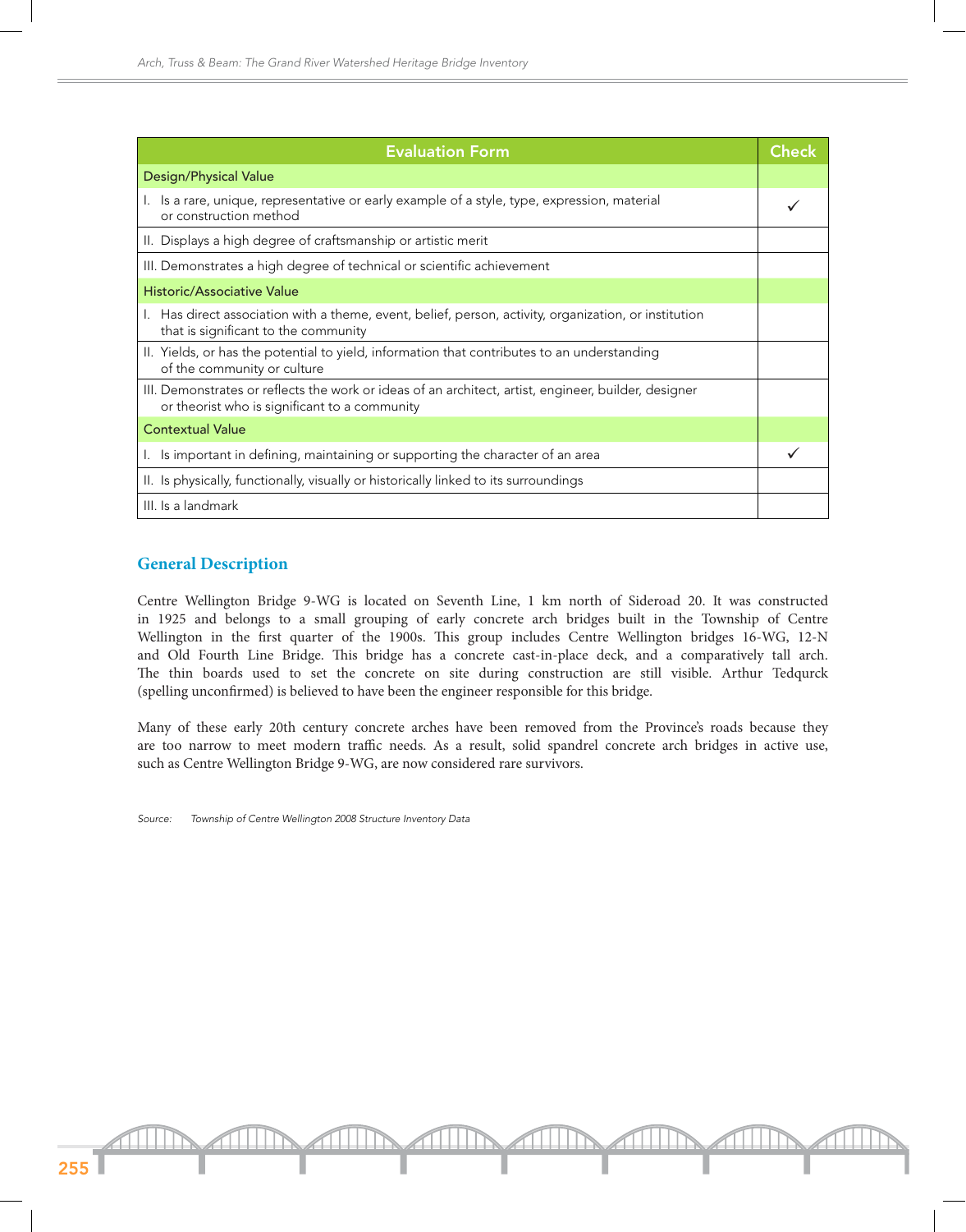| Evaluation Form | Check |
|---|---|
| Design/Physical Value | |
| I. Is a rare, unique, representative or early example of a style, type, expression, material or construction method | ✓ |
| II. Displays a high degree of craftsmanship or artistic merit | |
| III. Demonstrates a high degree of technical or scientific achievement | |
| Historic/Associative Value | |
| I. Has direct association with a theme, event, belief, person, activity, organization, or institution that is significant to the community | |
| II. Yields, or has the potential to yield, information that contributes to an understanding of the community or culture | |
| III. Demonstrates or reflects the work or ideas of an architect, artist, engineer, builder, designer or theorist who is significant to a community | |
| Contextual Value | |
| I. Is important in defining, maintaining or supporting the character of an area | ✓ |
| II. Is physically, functionally, visually or historically linked to its surroundings | |
| III. Is a landmark | |

## General Description

Centre Wellington Bridge 9-WG is located on Seventh Line, 1 km north of Sideroad 20. It was constructed in 1925 and belongs to a small grouping of early concrete arch bridges built in the Township of Centre Wellington in the first quarter of the 1900s. This group includes Centre Wellington bridges 16-WG, 12-N and Old Fourth Line Bridge. This bridge has a concrete cast-in-place deck, and a comparatively tall arch. The thin boards used to set the concrete on site during construction are still visible. Arthur Tedqurck (spelling unconfirmed) is believed to have been the engineer responsible for this bridge.

Many of these early 20th century concrete arches have been removed from the Province's roads because they are too narrow to meet modern traffic needs. As a result, solid spandrel concrete arch bridges in active use, such as Centre Wellington Bridge 9-WG, are now considered rare survivors.

*Source: Township of Centre Wellington 2008 Structure Inventory Data*